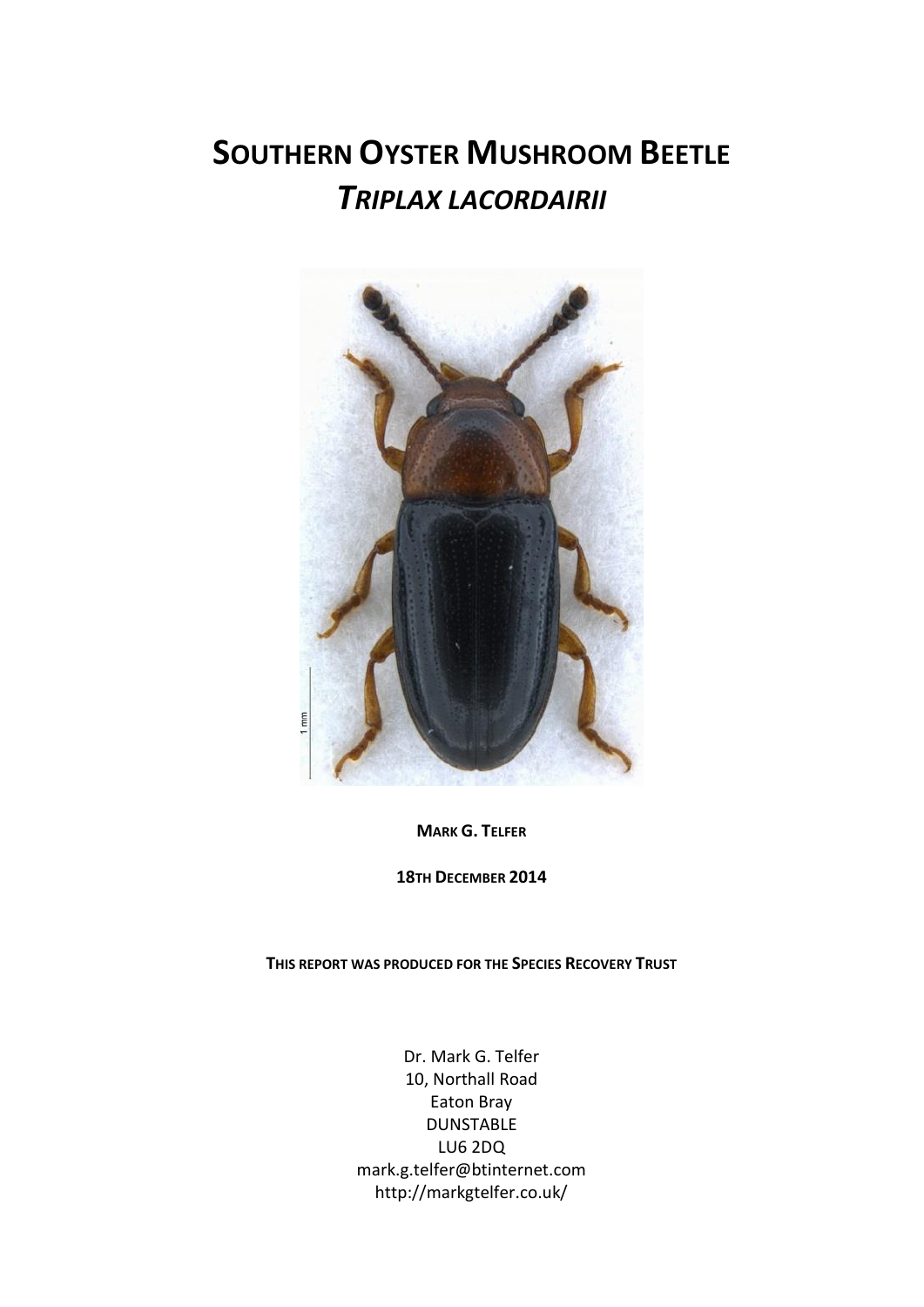# SOUTHERN OYSTER MUSHROOM BEETLE
# *TRIPLAX LACORDAIRII*

**MARK G. TELFER**

**18TH DECEMBER 2014**

**THIS REPORT WAS PRODUCED FOR THE SPECIES RECOVERY TRUST**

Dr. Mark G. Telfer
10, Northall Road
Eaton Bray
DUNSTABLE
LU6 2DQ
mark.g.telfer@btinternet.com
http://markgtelfer.co.uk/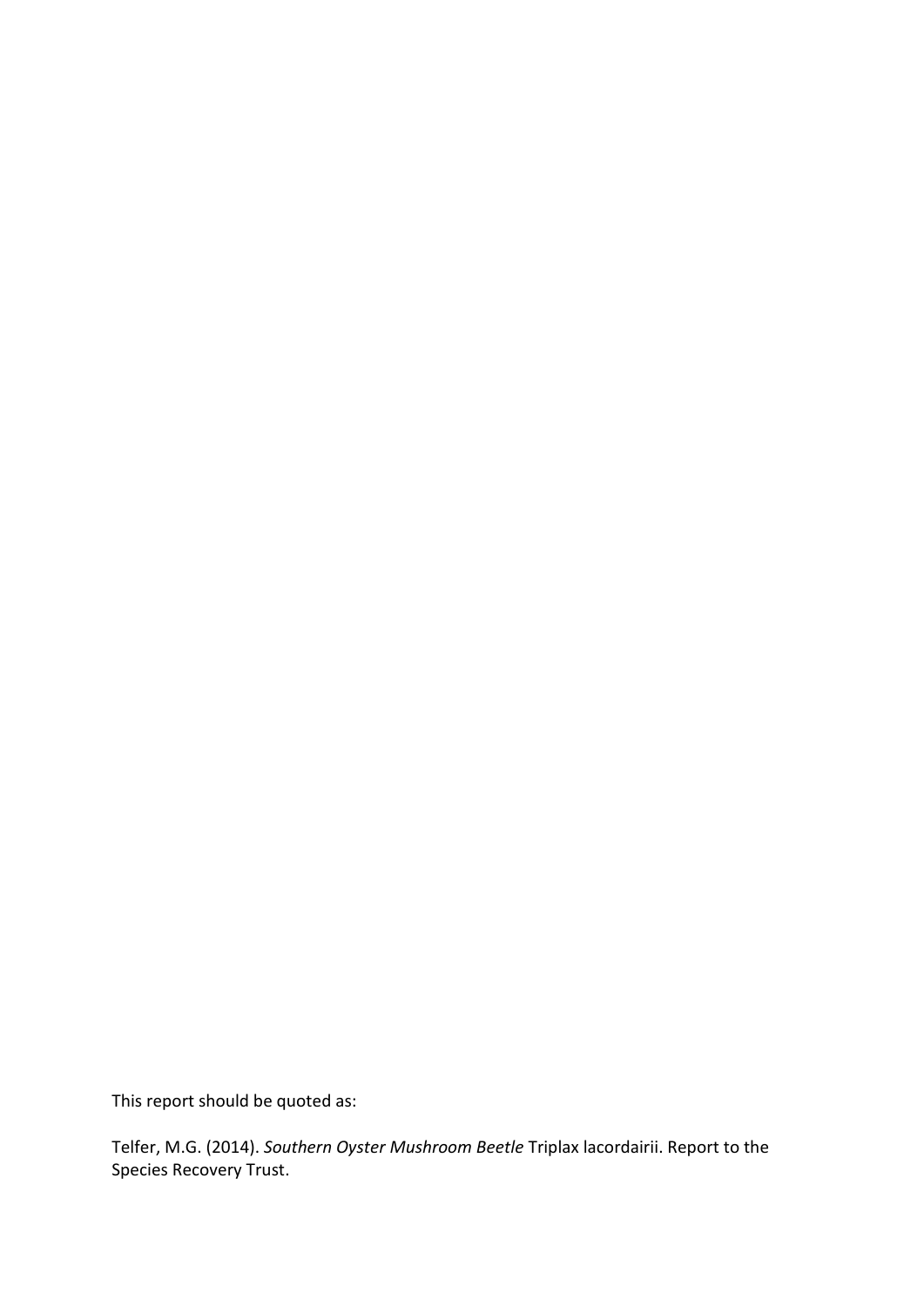This report should be quoted as:

Telfer, M.G. (2014). *Southern Oyster Mushroom Beetle* Triplax lacordairii. Report to the Species Recovery Trust.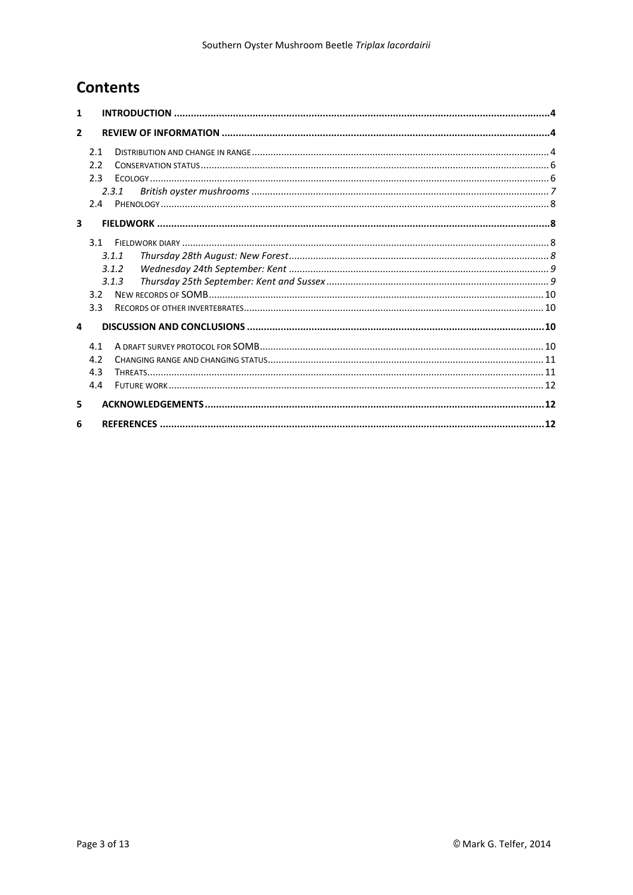# Contents

| | | |
|---|---|---|
| 1 | **INTRODUCTION** | **4** |
| 2 | **REVIEW OF INFORMATION** | **4** |
| 2.1 | DISTRIBUTION AND CHANGE IN RANGE | 4 |
| 2.2 | CONSERVATION STATUS | 6 |
| 2.3 | ECOLOGY | 6 |
| 2.3.1 | *British oyster mushrooms* | *7* |
| 2.4 | PHENOLOGY | 8 |
| 3 | **FIELDWORK** | **8** |
| 3.1 | FIELDWORK DIARY | 8 |
| 3.1.1 | *Thursday 28th August: New Forest* | *8* |
| 3.1.2 | *Wednesday 24th September: Kent* | *9* |
| 3.1.3 | *Thursday 25th September: Kent and Sussex* | *9* |
| 3.2 | NEW RECORDS OF SOMB | 10 |
| 3.3 | RECORDS OF OTHER INVERTEBRATES | 10 |
| 4 | **DISCUSSION AND CONCLUSIONS** | **10** |
| 4.1 | A DRAFT SURVEY PROTOCOL FOR SOMB | 10 |
| 4.2 | CHANGING RANGE AND CHANGING STATUS | 11 |
| 4.3 | THREATS | 11 |
| 4.4 | FUTURE WORK | 12 |
| 5 | **ACKNOWLEDGEMENTS** | **12** |
| 6 | **REFERENCES** | **12** |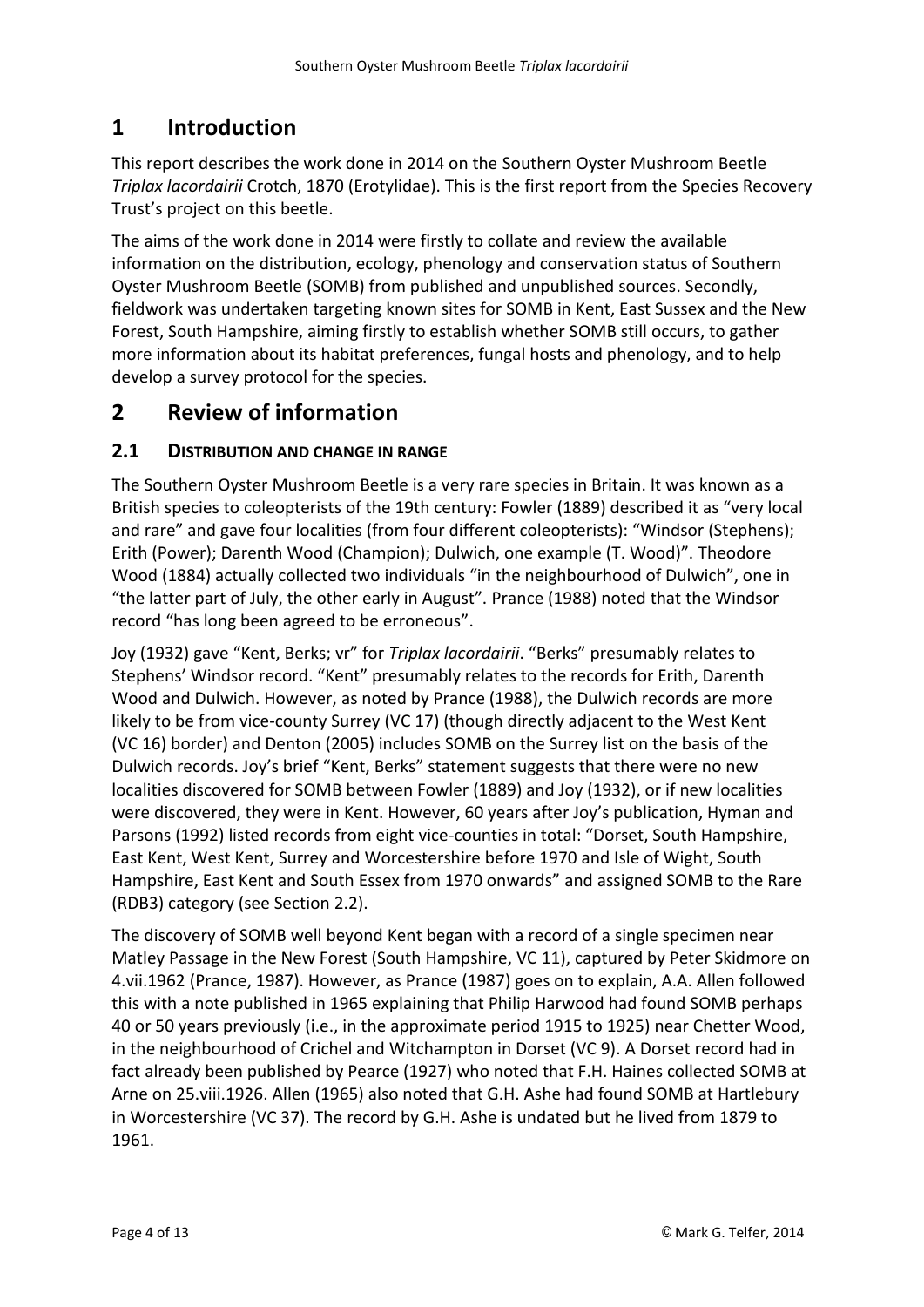# 1 Introduction

This report describes the work done in 2014 on the Southern Oyster Mushroom Beetle *Triplax lacordairii* Crotch, 1870 (Erotylidae). This is the first report from the Species Recovery Trust's project on this beetle.

The aims of the work done in 2014 were firstly to collate and review the available information on the distribution, ecology, phenology and conservation status of Southern Oyster Mushroom Beetle (SOMB) from published and unpublished sources. Secondly, fieldwork was undertaken targeting known sites for SOMB in Kent, East Sussex and the New Forest, South Hampshire, aiming firstly to establish whether SOMB still occurs, to gather more information about its habitat preferences, fungal hosts and phenology, and to help develop a survey protocol for the species.

# 2 Review of information

## 2.1 Distribution and change in range

The Southern Oyster Mushroom Beetle is a very rare species in Britain. It was known as a British species to coleopterists of the 19th century: Fowler (1889) described it as "very local and rare" and gave four localities (from four different coleopterists): "Windsor (Stephens); Erith (Power); Darenth Wood (Champion); Dulwich, one example (T. Wood)". Theodore Wood (1884) actually collected two individuals "in the neighbourhood of Dulwich", one in "the latter part of July, the other early in August". Prance (1988) noted that the Windsor record "has long been agreed to be erroneous".

Joy (1932) gave "Kent, Berks; vr" for *Triplax lacordairii*. "Berks" presumably relates to Stephens' Windsor record. "Kent" presumably relates to the records for Erith, Darenth Wood and Dulwich. However, as noted by Prance (1988), the Dulwich records are more likely to be from vice-county Surrey (VC 17) (though directly adjacent to the West Kent (VC 16) border) and Denton (2005) includes SOMB on the Surrey list on the basis of the Dulwich records. Joy's brief "Kent, Berks" statement suggests that there were no new localities discovered for SOMB between Fowler (1889) and Joy (1932), or if new localities were discovered, they were in Kent. However, 60 years after Joy's publication, Hyman and Parsons (1992) listed records from eight vice-counties in total: "Dorset, South Hampshire, East Kent, West Kent, Surrey and Worcestershire before 1970 and Isle of Wight, South Hampshire, East Kent and South Essex from 1970 onwards" and assigned SOMB to the Rare (RDB3) category (see Section 2.2).

The discovery of SOMB well beyond Kent began with a record of a single specimen near Matley Passage in the New Forest (South Hampshire, VC 11), captured by Peter Skidmore on 4.vii.1962 (Prance, 1987). However, as Prance (1987) goes on to explain, A.A. Allen followed this with a note published in 1965 explaining that Philip Harwood had found SOMB perhaps 40 or 50 years previously (i.e., in the approximate period 1915 to 1925) near Chetter Wood, in the neighbourhood of Crichel and Witchampton in Dorset (VC 9). A Dorset record had in fact already been published by Pearce (1927) who noted that F.H. Haines collected SOMB at Arne on 25.viii.1926. Allen (1965) also noted that G.H. Ashe had found SOMB at Hartlebury in Worcestershire (VC 37). The record by G.H. Ashe is undated but he lived from 1879 to 1961.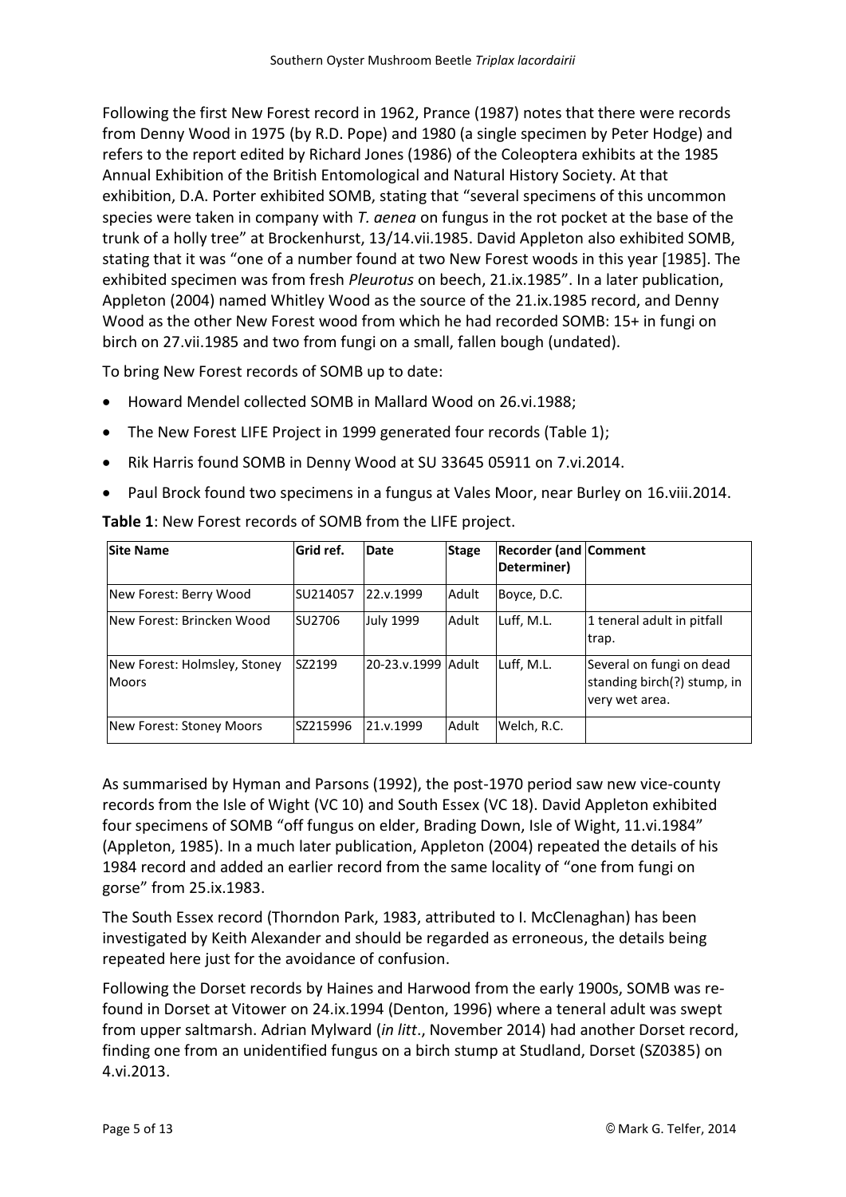Following the first New Forest record in 1962, Prance (1987) notes that there were records from Denny Wood in 1975 (by R.D. Pope) and 1980 (a single specimen by Peter Hodge) and refers to the report edited by Richard Jones (1986) of the Coleoptera exhibits at the 1985 Annual Exhibition of the British Entomological and Natural History Society. At that exhibition, D.A. Porter exhibited SOMB, stating that "several specimens of this uncommon species were taken in company with *T. aenea* on fungus in the rot pocket at the base of the trunk of a holly tree" at Brockenhurst, 13/14.vii.1985. David Appleton also exhibited SOMB, stating that it was "one of a number found at two New Forest woods in this year [1985]. The exhibited specimen was from fresh *Pleurotus* on beech, 21.ix.1985". In a later publication, Appleton (2004) named Whitley Wood as the source of the 21.ix.1985 record, and Denny Wood as the other New Forest wood from which he had recorded SOMB: 15+ in fungi on birch on 27.vii.1985 and two from fungi on a small, fallen bough (undated).

To bring New Forest records of SOMB up to date:

- Howard Mendel collected SOMB in Mallard Wood on 26.vi.1988;
- The New Forest LIFE Project in 1999 generated four records (Table 1);
- Rik Harris found SOMB in Denny Wood at SU 33645 05911 on 7.vi.2014.
- Paul Brock found two specimens in a fungus at Vales Moor, near Burley on 16.viii.2014.

**Table 1**: New Forest records of SOMB from the LIFE project.

| Site Name | Grid ref. | Date | Stage | Recorder (and Determiner) | Comment |
|---|---|---|---|---|---|
| New Forest: Berry Wood | SU214057 | 22.v.1999 | Adult | Boyce, D.C. | |
| New Forest: Brincken Wood | SU2706 | July 1999 | Adult | Luff, M.L. | 1 teneral adult in pitfall trap. |
| New Forest: Holmsley, Stoney Moors | SZ2199 | 20-23.v.1999 | Adult | Luff, M.L. | Several on fungi on dead standing birch(?) stump, in very wet area. |
| New Forest: Stoney Moors | SZ215996 | 21.v.1999 | Adult | Welch, R.C. | |

As summarised by Hyman and Parsons (1992), the post-1970 period saw new vice-county records from the Isle of Wight (VC 10) and South Essex (VC 18). David Appleton exhibited four specimens of SOMB "off fungus on elder, Brading Down, Isle of Wight, 11.vi.1984" (Appleton, 1985). In a much later publication, Appleton (2004) repeated the details of his 1984 record and added an earlier record from the same locality of "one from fungi on gorse" from 25.ix.1983.

The South Essex record (Thorndon Park, 1983, attributed to I. McClenaghan) has been investigated by Keith Alexander and should be regarded as erroneous, the details being repeated here just for the avoidance of confusion.

Following the Dorset records by Haines and Harwood from the early 1900s, SOMB was re-found in Dorset at Vitower on 24.ix.1994 (Denton, 1996) where a teneral adult was swept from upper saltmarsh. Adrian Mylward (*in litt*., November 2014) had another Dorset record, finding one from an unidentified fungus on a birch stump at Studland, Dorset (SZ0385) on 4.vi.2013.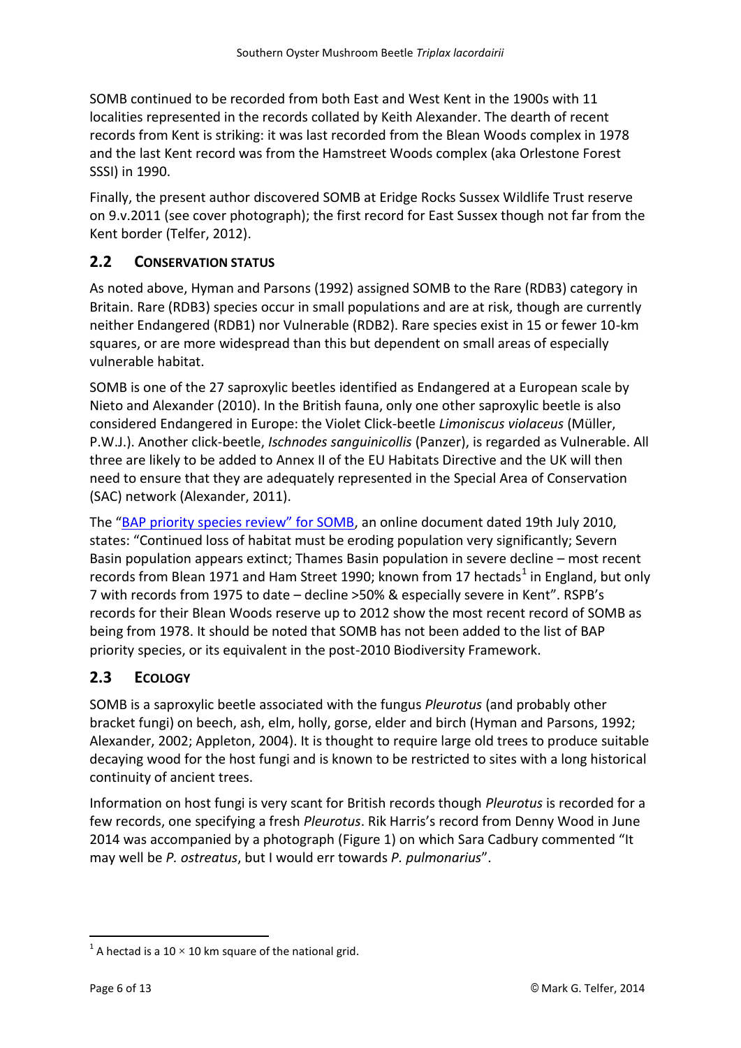SOMB continued to be recorded from both East and West Kent in the 1900s with 11 localities represented in the records collated by Keith Alexander. The dearth of recent records from Kent is striking: it was last recorded from the Blean Woods complex in 1978 and the last Kent record was from the Hamstreet Woods complex (aka Orlestone Forest SSSI) in 1990.

Finally, the present author discovered SOMB at Eridge Rocks Sussex Wildlife Trust reserve on 9.v.2011 (see cover photograph); the first record for East Sussex though not far from the Kent border (Telfer, 2012).

## 2.2 Conservation Status

As noted above, Hyman and Parsons (1992) assigned SOMB to the Rare (RDB3) category in Britain. Rare (RDB3) species occur in small populations and are at risk, though are currently neither Endangered (RDB1) nor Vulnerable (RDB2). Rare species exist in 15 or fewer 10-km squares, or are more widespread than this but dependent on small areas of especially vulnerable habitat.

SOMB is one of the 27 saproxylic beetles identified as Endangered at a European scale by Nieto and Alexander (2010). In the British fauna, only one other saproxylic beetle is also considered Endangered in Europe: the Violet Click-beetle *Limoniscus violaceus* (Müller, P.W.J.). Another click-beetle, *Ischnodes sanguinicollis* (Panzer), is regarded as Vulnerable. All three are likely to be added to Annex II of the EU Habitats Directive and the UK will then need to ensure that they are adequately represented in the Special Area of Conservation (SAC) network (Alexander, 2011).

The "BAP priority species review" for SOMB, an online document dated 19th July 2010, states: "Continued loss of habitat must be eroding population very significantly; Severn Basin population appears extinct; Thames Basin population in severe decline – most recent records from Blean 1971 and Ham Street 1990; known from 17 hectads[1] in England, but only 7 with records from 1975 to date – decline >50% & especially severe in Kent". RSPB's records for their Blean Woods reserve up to 2012 show the most recent record of SOMB as being from 1978. It should be noted that SOMB has not been added to the list of BAP priority species, or its equivalent in the post-2010 Biodiversity Framework.

## 2.3 Ecology

SOMB is a saproxylic beetle associated with the fungus *Pleurotus* (and probably other bracket fungi) on beech, ash, elm, holly, gorse, elder and birch (Hyman and Parsons, 1992; Alexander, 2002; Appleton, 2004). It is thought to require large old trees to produce suitable decaying wood for the host fungi and is known to be restricted to sites with a long historical continuity of ancient trees.

Information on host fungi is very scant for British records though *Pleurotus* is recorded for a few records, one specifying a fresh *Pleurotus*. Rik Harris's record from Denny Wood in June 2014 was accompanied by a photograph (Figure 1) on which Sara Cadbury commented "It may well be *P. ostreatus*, but I would err towards *P. pulmonarius*".

[1] A hectad is a $10 \times 10$ km square of the national grid.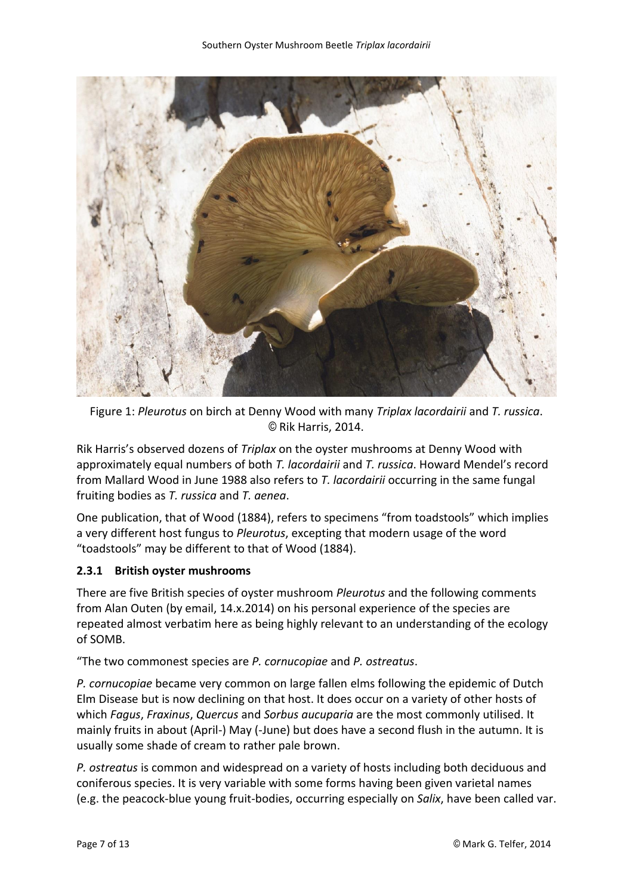Figure 1: *Pleurotus* on birch at Denny Wood with many *Triplax lacordairii* and *T. russica*. © Rik Harris, 2014.

Rik Harris's observed dozens of *Triplax* on the oyster mushrooms at Denny Wood with approximately equal numbers of both *T. lacordairii* and *T. russica*. Howard Mendel's record from Mallard Wood in June 1988 also refers to *T. lacordairii* occurring in the same fungal fruiting bodies as *T. russica* and *T. aenea*.

One publication, that of Wood (1884), refers to specimens "from toadstools" which implies a very different host fungus to *Pleurotus*, excepting that modern usage of the word "toadstools" may be different to that of Wood (1884).

### 2.3.1 British oyster mushrooms

There are five British species of oyster mushroom *Pleurotus* and the following comments from Alan Outen (by email, 14.x.2014) on his personal experience of the species are repeated almost verbatim here as being highly relevant to an understanding of the ecology of SOMB.

"The two commonest species are *P. cornucopiae* and *P. ostreatus*.

*P. cornucopiae* became very common on large fallen elms following the epidemic of Dutch Elm Disease but is now declining on that host. It does occur on a variety of other hosts of which *Fagus*, *Fraxinus*, *Quercus* and *Sorbus aucuparia* are the most commonly utilised. It mainly fruits in about (April-) May (-June) but does have a second flush in the autumn. It is usually some shade of cream to rather pale brown.

*P. ostreatus* is common and widespread on a variety of hosts including both deciduous and coniferous species. It is very variable with some forms having been given varietal names (e.g. the peacock-blue young fruit-bodies, occurring especially on *Salix*, have been called var.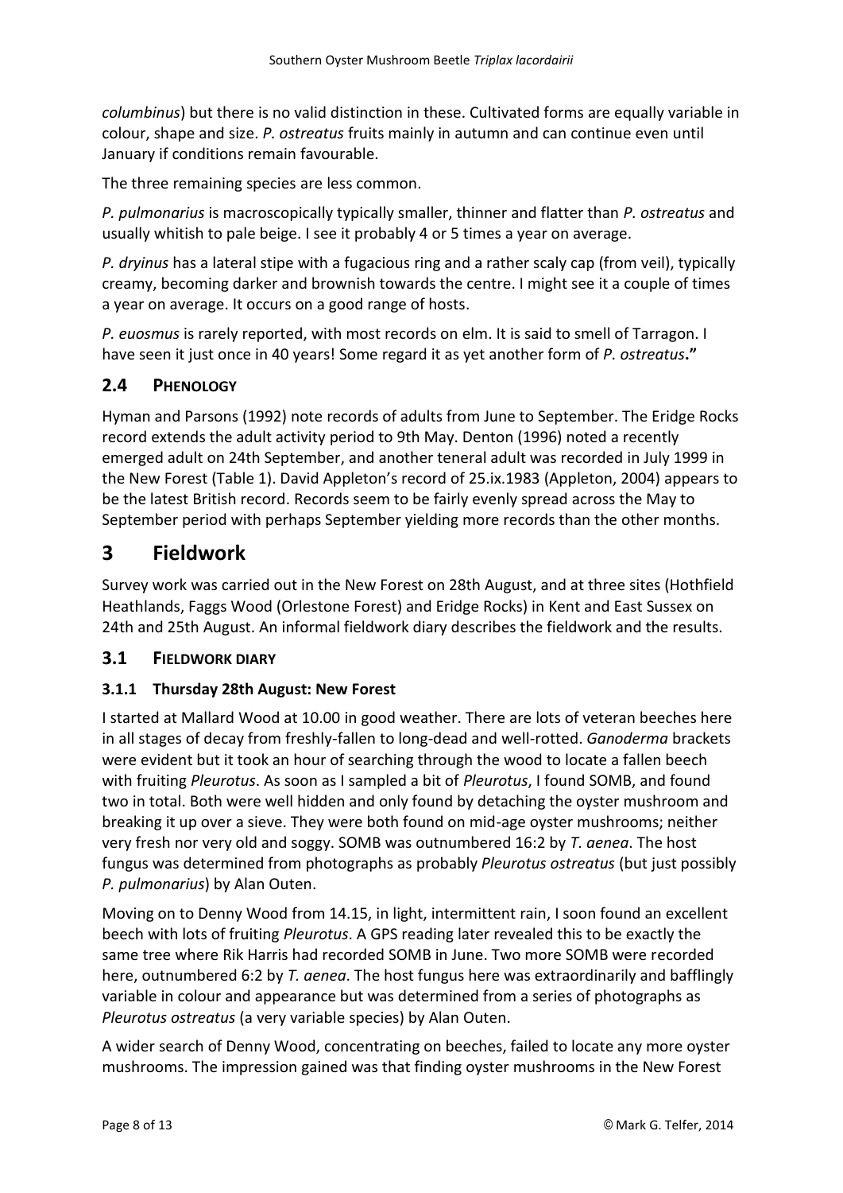*columbinus*) but there is no valid distinction in these. Cultivated forms are equally variable in colour, shape and size. *P. ostreatus* fruits mainly in autumn and can continue even until January if conditions remain favourable.

The three remaining species are less common.

*P. pulmonarius* is macroscopically typically smaller, thinner and flatter than *P. ostreatus* and usually whitish to pale beige. I see it probably 4 or 5 times a year on average.

*P. dryinus* has a lateral stipe with a fugacious ring and a rather scaly cap (from veil), typically creamy, becoming darker and brownish towards the centre. I might see it a couple of times a year on average. It occurs on a good range of hosts.

*P. euosmus* is rarely reported, with most records on elm. It is said to smell of Tarragon. I have seen it just once in 40 years! Some regard it as yet another form of *P. ostreatus***."**

## 2.4 PHENOLOGY

Hyman and Parsons (1992) note records of adults from June to September. The Eridge Rocks record extends the adult activity period to 9th May. Denton (1996) noted a recently emerged adult on 24th September, and another teneral adult was recorded in July 1999 in the New Forest (Table 1). David Appleton's record of 25.ix.1983 (Appleton, 2004) appears to be the latest British record. Records seem to be fairly evenly spread across the May to September period with perhaps September yielding more records than the other months.

# 3 Fieldwork

Survey work was carried out in the New Forest on 28th August, and at three sites (Hothfield Heathlands, Faggs Wood (Orlestone Forest) and Eridge Rocks) in Kent and East Sussex on 24th and 25th August. An informal fieldwork diary describes the fieldwork and the results.

## 3.1 FIELDWORK DIARY

### 3.1.1 Thursday 28th August: New Forest

I started at Mallard Wood at 10.00 in good weather. There are lots of veteran beeches here in all stages of decay from freshly-fallen to long-dead and well-rotted. *Ganoderma* brackets were evident but it took an hour of searching through the wood to locate a fallen beech with fruiting *Pleurotus*. As soon as I sampled a bit of *Pleurotus*, I found SOMB, and found two in total. Both were well hidden and only found by detaching the oyster mushroom and breaking it up over a sieve. They were both found on mid-age oyster mushrooms; neither very fresh nor very old and soggy. SOMB was outnumbered 16:2 by *T. aenea*. The host fungus was determined from photographs as probably *Pleurotus ostreatus* (but just possibly *P. pulmonarius*) by Alan Outen.

Moving on to Denny Wood from 14.15, in light, intermittent rain, I soon found an excellent beech with lots of fruiting *Pleurotus*. A GPS reading later revealed this to be exactly the same tree where Rik Harris had recorded SOMB in June. Two more SOMB were recorded here, outnumbered 6:2 by *T. aenea*. The host fungus here was extraordinarily and bafflingly variable in colour and appearance but was determined from a series of photographs as *Pleurotus ostreatus* (a very variable species) by Alan Outen.

A wider search of Denny Wood, concentrating on beeches, failed to locate any more oyster mushrooms. The impression gained was that finding oyster mushrooms in the New Forest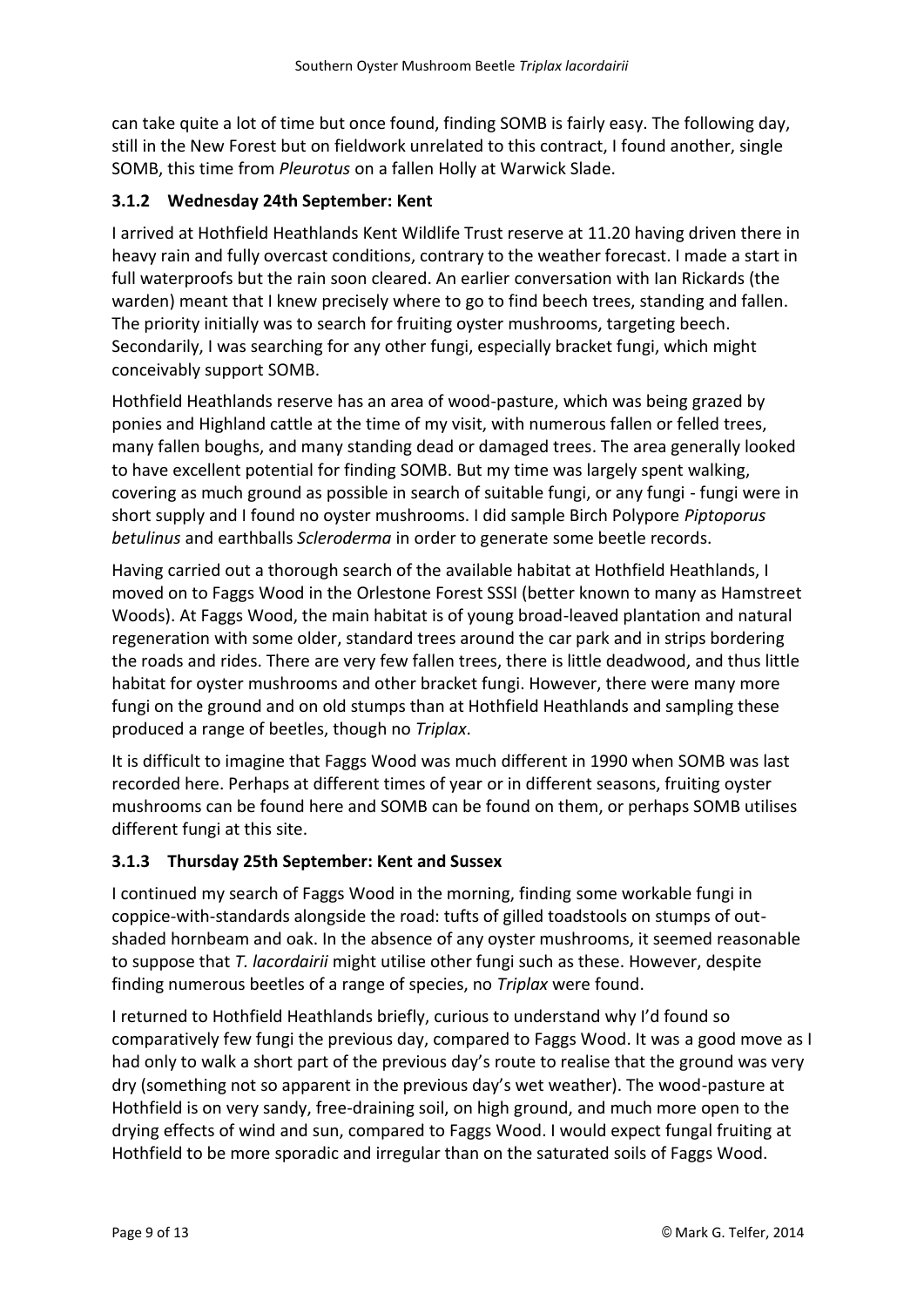can take quite a lot of time but once found, finding SOMB is fairly easy. The following day, still in the New Forest but on fieldwork unrelated to this contract, I found another, single SOMB, this time from *Pleurotus* on a fallen Holly at Warwick Slade.

### 3.1.2 Wednesday 24th September: Kent

I arrived at Hothfield Heathlands Kent Wildlife Trust reserve at 11.20 having driven there in heavy rain and fully overcast conditions, contrary to the weather forecast. I made a start in full waterproofs but the rain soon cleared. An earlier conversation with Ian Rickards (the warden) meant that I knew precisely where to go to find beech trees, standing and fallen. The priority initially was to search for fruiting oyster mushrooms, targeting beech. Secondarily, I was searching for any other fungi, especially bracket fungi, which might conceivably support SOMB.

Hothfield Heathlands reserve has an area of wood-pasture, which was being grazed by ponies and Highland cattle at the time of my visit, with numerous fallen or felled trees, many fallen boughs, and many standing dead or damaged trees. The area generally looked to have excellent potential for finding SOMB. But my time was largely spent walking, covering as much ground as possible in search of suitable fungi, or any fungi - fungi were in short supply and I found no oyster mushrooms. I did sample Birch Polypore *Piptoporus betulinus* and earthballs *Scleroderma* in order to generate some beetle records.

Having carried out a thorough search of the available habitat at Hothfield Heathlands, I moved on to Faggs Wood in the Orlestone Forest SSSI (better known to many as Hamstreet Woods). At Faggs Wood, the main habitat is of young broad-leaved plantation and natural regeneration with some older, standard trees around the car park and in strips bordering the roads and rides. There are very few fallen trees, there is little deadwood, and thus little habitat for oyster mushrooms and other bracket fungi. However, there were many more fungi on the ground and on old stumps than at Hothfield Heathlands and sampling these produced a range of beetles, though no *Triplax*.

It is difficult to imagine that Faggs Wood was much different in 1990 when SOMB was last recorded here. Perhaps at different times of year or in different seasons, fruiting oyster mushrooms can be found here and SOMB can be found on them, or perhaps SOMB utilises different fungi at this site.

### 3.1.3 Thursday 25th September: Kent and Sussex

I continued my search of Faggs Wood in the morning, finding some workable fungi in coppice-with-standards alongside the road: tufts of gilled toadstools on stumps of out-shaded hornbeam and oak. In the absence of any oyster mushrooms, it seemed reasonable to suppose that *T. lacordairii* might utilise other fungi such as these. However, despite finding numerous beetles of a range of species, no *Triplax* were found.

I returned to Hothfield Heathlands briefly, curious to understand why I'd found so comparatively few fungi the previous day, compared to Faggs Wood. It was a good move as I had only to walk a short part of the previous day's route to realise that the ground was very dry (something not so apparent in the previous day's wet weather). The wood-pasture at Hothfield is on very sandy, free-draining soil, on high ground, and much more open to the drying effects of wind and sun, compared to Faggs Wood. I would expect fungal fruiting at Hothfield to be more sporadic and irregular than on the saturated soils of Faggs Wood.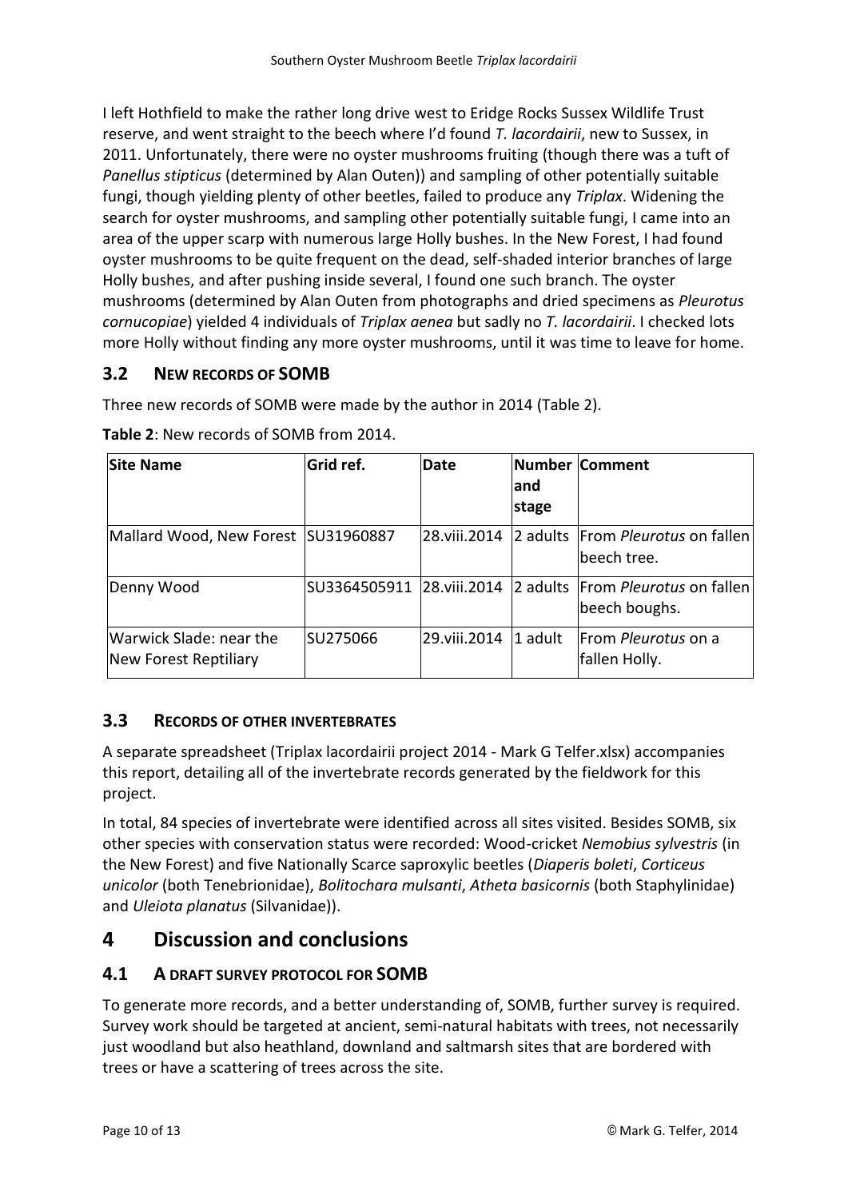I left Hothfield to make the rather long drive west to Eridge Rocks Sussex Wildlife Trust reserve, and went straight to the beech where I'd found *T. lacordairii*, new to Sussex, in 2011. Unfortunately, there were no oyster mushrooms fruiting (though there was a tuft of *Panellus stipticus* (determined by Alan Outen)) and sampling of other potentially suitable fungi, though yielding plenty of other beetles, failed to produce any *Triplax*. Widening the search for oyster mushrooms, and sampling other potentially suitable fungi, I came into an area of the upper scarp with numerous large Holly bushes. In the New Forest, I had found oyster mushrooms to be quite frequent on the dead, self-shaded interior branches of large Holly bushes, and after pushing inside several, I found one such branch. The oyster mushrooms (determined by Alan Outen from photographs and dried specimens as *Pleurotus cornucopiae*) yielded 4 individuals of *Triplax aenea* but sadly no *T. lacordairii*. I checked lots more Holly without finding any more oyster mushrooms, until it was time to leave for home.

## 3.2 NEW RECORDS OF SOMB

Three new records of SOMB were made by the author in 2014 (Table 2).

**Table 2**: New records of SOMB from 2014.

| Site Name | Grid ref. | Date | Number and stage | Comment |
|---|---|---|---|---|
| Mallard Wood, New Forest | SU31960887 | 28.viii.2014 | 2 adults | From *Pleurotus* on fallen beech tree. |
| Denny Wood | SU3364505911 | 28.viii.2014 | 2 adults | From *Pleurotus* on fallen beech boughs. |
| Warwick Slade: near the New Forest Reptiliary | SU275066 | 29.viii.2014 | 1 adult | From *Pleurotus* on a fallen Holly. |

## 3.3 RECORDS OF OTHER INVERTEBRATES

A separate spreadsheet (Triplax lacordairii project 2014 - Mark G Telfer.xlsx) accompanies this report, detailing all of the invertebrate records generated by the fieldwork for this project.

In total, 84 species of invertebrate were identified across all sites visited. Besides SOMB, six other species with conservation status were recorded: Wood-cricket *Nemobius sylvestris* (in the New Forest) and five Nationally Scarce saproxylic beetles (*Diaperis boleti*, *Corticeus unicolor* (both Tenebrionidae), *Bolitochara mulsanti*, *Atheta basicornis* (both Staphylinidae) and *Uleiota planatus* (Silvanidae)).

# 4 Discussion and conclusions

## 4.1 A DRAFT SURVEY PROTOCOL FOR SOMB

To generate more records, and a better understanding of, SOMB, further survey is required. Survey work should be targeted at ancient, semi-natural habitats with trees, not necessarily just woodland but also heathland, downland and saltmarsh sites that are bordered with trees or have a scattering of trees across the site.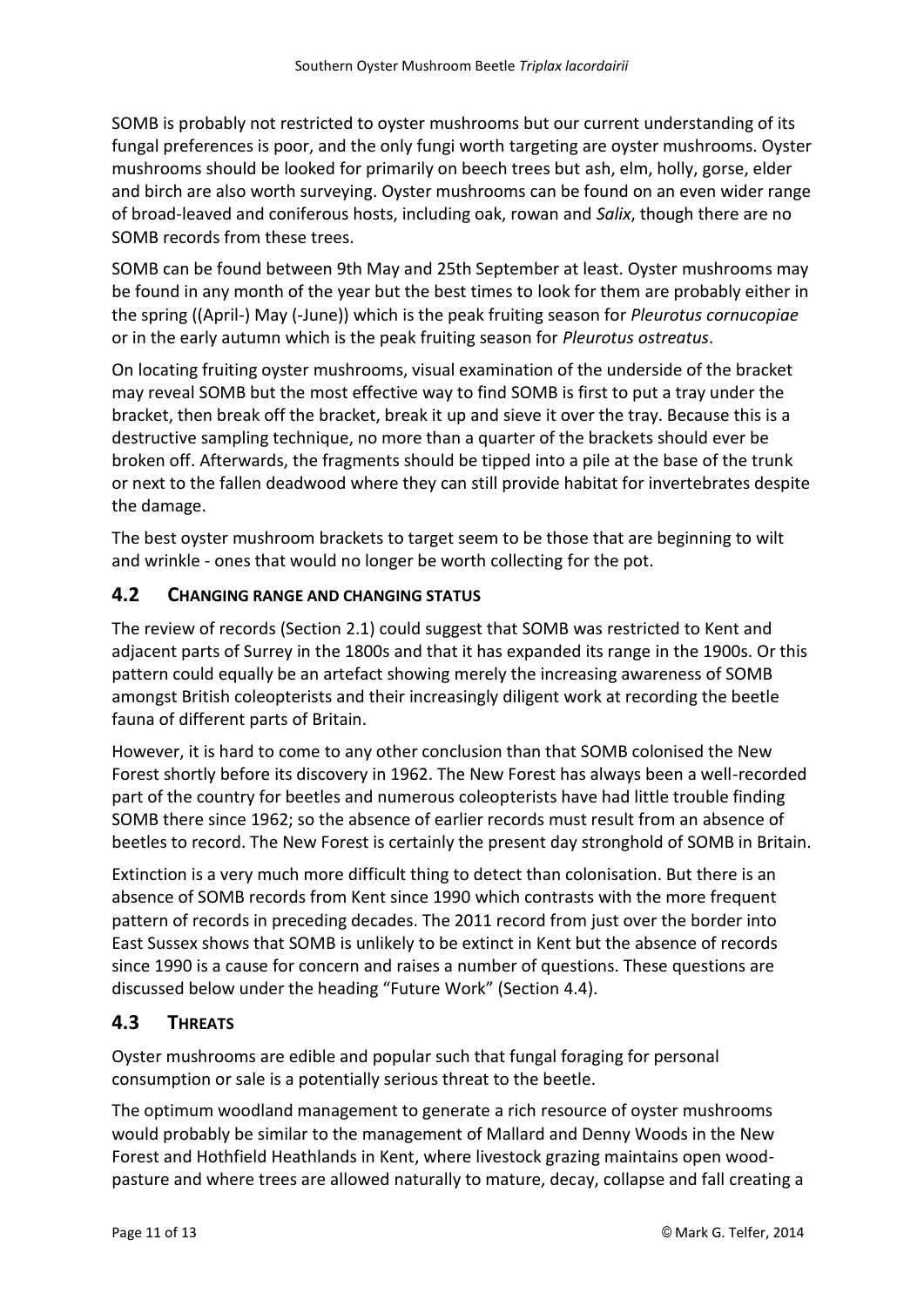SOMB is probably not restricted to oyster mushrooms but our current understanding of its fungal preferences is poor, and the only fungi worth targeting are oyster mushrooms. Oyster mushrooms should be looked for primarily on beech trees but ash, elm, holly, gorse, elder and birch are also worth surveying. Oyster mushrooms can be found on an even wider range of broad-leaved and coniferous hosts, including oak, rowan and *Salix*, though there are no SOMB records from these trees.

SOMB can be found between 9th May and 25th September at least. Oyster mushrooms may be found in any month of the year but the best times to look for them are probably either in the spring ((April-) May (-June)) which is the peak fruiting season for *Pleurotus cornucopiae* or in the early autumn which is the peak fruiting season for *Pleurotus ostreatus*.

On locating fruiting oyster mushrooms, visual examination of the underside of the bracket may reveal SOMB but the most effective way to find SOMB is first to put a tray under the bracket, then break off the bracket, break it up and sieve it over the tray. Because this is a destructive sampling technique, no more than a quarter of the brackets should ever be broken off. Afterwards, the fragments should be tipped into a pile at the base of the trunk or next to the fallen deadwood where they can still provide habitat for invertebrates despite the damage.

The best oyster mushroom brackets to target seem to be those that are beginning to wilt and wrinkle - ones that would no longer be worth collecting for the pot.

## 4.2 Changing range and changing status

The review of records (Section 2.1) could suggest that SOMB was restricted to Kent and adjacent parts of Surrey in the 1800s and that it has expanded its range in the 1900s. Or this pattern could equally be an artefact showing merely the increasing awareness of SOMB amongst British coleopterists and their increasingly diligent work at recording the beetle fauna of different parts of Britain.

However, it is hard to come to any other conclusion than that SOMB colonised the New Forest shortly before its discovery in 1962. The New Forest has always been a well-recorded part of the country for beetles and numerous coleopterists have had little trouble finding SOMB there since 1962; so the absence of earlier records must result from an absence of beetles to record. The New Forest is certainly the present day stronghold of SOMB in Britain.

Extinction is a very much more difficult thing to detect than colonisation. But there is an absence of SOMB records from Kent since 1990 which contrasts with the more frequent pattern of records in preceding decades. The 2011 record from just over the border into East Sussex shows that SOMB is unlikely to be extinct in Kent but the absence of records since 1990 is a cause for concern and raises a number of questions. These questions are discussed below under the heading "Future Work" (Section 4.4).

## 4.3 Threats

Oyster mushrooms are edible and popular such that fungal foraging for personal consumption or sale is a potentially serious threat to the beetle.

The optimum woodland management to generate a rich resource of oyster mushrooms would probably be similar to the management of Mallard and Denny Woods in the New Forest and Hothfield Heathlands in Kent, where livestock grazing maintains open wood-pasture and where trees are allowed naturally to mature, decay, collapse and fall creating a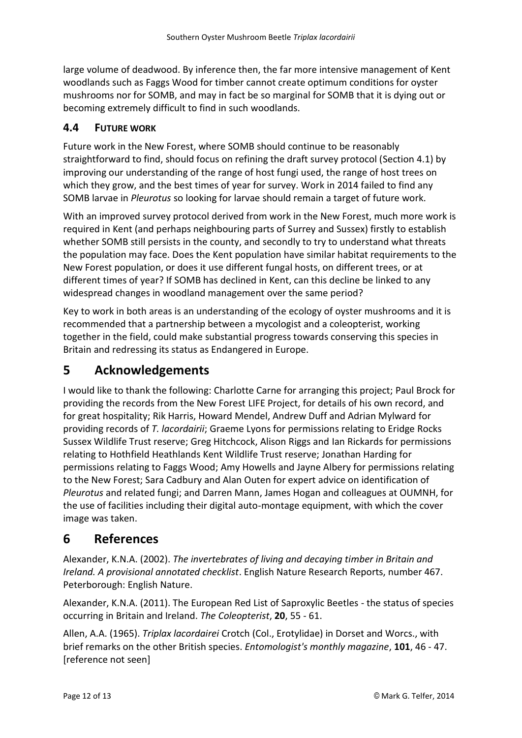large volume of deadwood. By inference then, the far more intensive management of Kent woodlands such as Faggs Wood for timber cannot create optimum conditions for oyster mushrooms nor for SOMB, and may in fact be so marginal for SOMB that it is dying out or becoming extremely difficult to find in such woodlands.

### 4.4 FUTURE WORK

Future work in the New Forest, where SOMB should continue to be reasonably straightforward to find, should focus on refining the draft survey protocol (Section 4.1) by improving our understanding of the range of host fungi used, the range of host trees on which they grow, and the best times of year for survey. Work in 2014 failed to find any SOMB larvae in *Pleurotus* so looking for larvae should remain a target of future work.

With an improved survey protocol derived from work in the New Forest, much more work is required in Kent (and perhaps neighbouring parts of Surrey and Sussex) firstly to establish whether SOMB still persists in the county, and secondly to try to understand what threats the population may face. Does the Kent population have similar habitat requirements to the New Forest population, or does it use different fungal hosts, on different trees, or at different times of year? If SOMB has declined in Kent, can this decline be linked to any widespread changes in woodland management over the same period?

Key to work in both areas is an understanding of the ecology of oyster mushrooms and it is recommended that a partnership between a mycologist and a coleopterist, working together in the field, could make substantial progress towards conserving this species in Britain and redressing its status as Endangered in Europe.

## 5 Acknowledgements

I would like to thank the following: Charlotte Carne for arranging this project; Paul Brock for providing the records from the New Forest LIFE Project, for details of his own record, and for great hospitality; Rik Harris, Howard Mendel, Andrew Duff and Adrian Mylward for providing records of *T. lacordairii*; Graeme Lyons for permissions relating to Eridge Rocks Sussex Wildlife Trust reserve; Greg Hitchcock, Alison Riggs and Ian Rickards for permissions relating to Hothfield Heathlands Kent Wildlife Trust reserve; Jonathan Harding for permissions relating to Faggs Wood; Amy Howells and Jayne Albery for permissions relating to the New Forest; Sara Cadbury and Alan Outen for expert advice on identification of *Pleurotus* and related fungi; and Darren Mann, James Hogan and colleagues at OUMNH, for the use of facilities including their digital auto-montage equipment, with which the cover image was taken.

## 6 References

Alexander, K.N.A. (2002). *The invertebrates of living and decaying timber in Britain and Ireland. A provisional annotated checklist*. English Nature Research Reports, number 467. Peterborough: English Nature.

Alexander, K.N.A. (2011). The European Red List of Saproxylic Beetles - the status of species occurring in Britain and Ireland. *The Coleopterist*, **20**, 55 - 61.

Allen, A.A. (1965). *Triplax lacordairei* Crotch (Col., Erotylidae) in Dorset and Worcs., with brief remarks on the other British species. *Entomologist's monthly magazine*, **101**, 46 - 47. [reference not seen]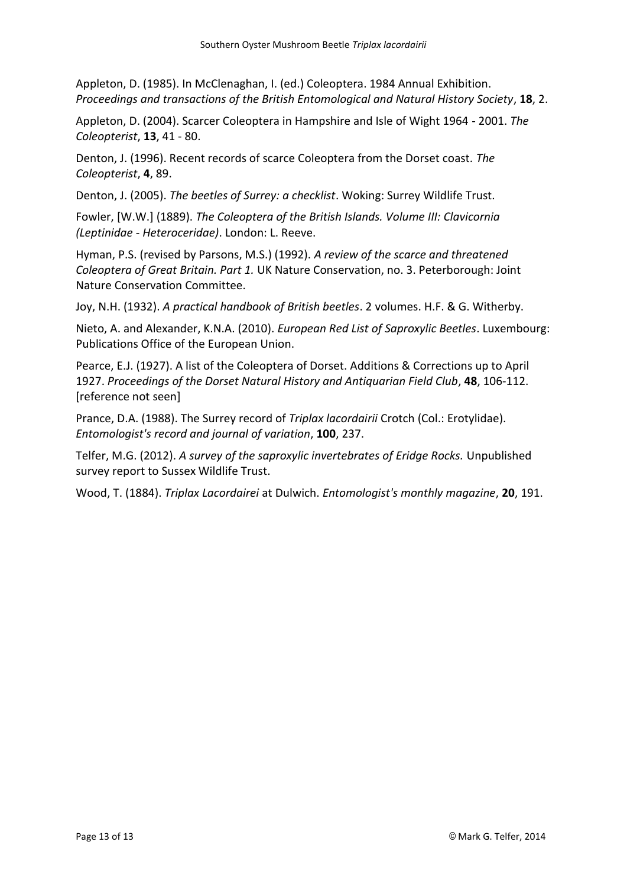Appleton, D. (1985). In McClenaghan, I. (ed.) Coleoptera. 1984 Annual Exhibition. *Proceedings and transactions of the British Entomological and Natural History Society*, **18**, 2.

Appleton, D. (2004). Scarcer Coleoptera in Hampshire and Isle of Wight 1964 - 2001. *The Coleopterist*, **13**, 41 - 80.

Denton, J. (1996). Recent records of scarce Coleoptera from the Dorset coast. *The Coleopterist*, **4**, 89.

Denton, J. (2005). *The beetles of Surrey: a checklist*. Woking: Surrey Wildlife Trust.

Fowler, [W.W.] (1889). *The Coleoptera of the British Islands. Volume III: Clavicornia (Leptinidae - Heteroceridae)*. London: L. Reeve.

Hyman, P.S. (revised by Parsons, M.S.) (1992). *A review of the scarce and threatened Coleoptera of Great Britain. Part 1.* UK Nature Conservation, no. 3. Peterborough: Joint Nature Conservation Committee.

Joy, N.H. (1932). *A practical handbook of British beetles*. 2 volumes. H.F. & G. Witherby.

Nieto, A. and Alexander, K.N.A. (2010). *European Red List of Saproxylic Beetles*. Luxembourg: Publications Office of the European Union.

Pearce, E.J. (1927). A list of the Coleoptera of Dorset. Additions & Corrections up to April 1927. *Proceedings of the Dorset Natural History and Antiquarian Field Club*, **48**, 106-112. [reference not seen]

Prance, D.A. (1988). The Surrey record of *Triplax lacordairii* Crotch (Col.: Erotylidae). *Entomologist's record and journal of variation*, **100**, 237.

Telfer, M.G. (2012). *A survey of the saproxylic invertebrates of Eridge Rocks.* Unpublished survey report to Sussex Wildlife Trust.

Wood, T. (1884). *Triplax Lacordairei* at Dulwich. *Entomologist's monthly magazine*, **20**, 191.